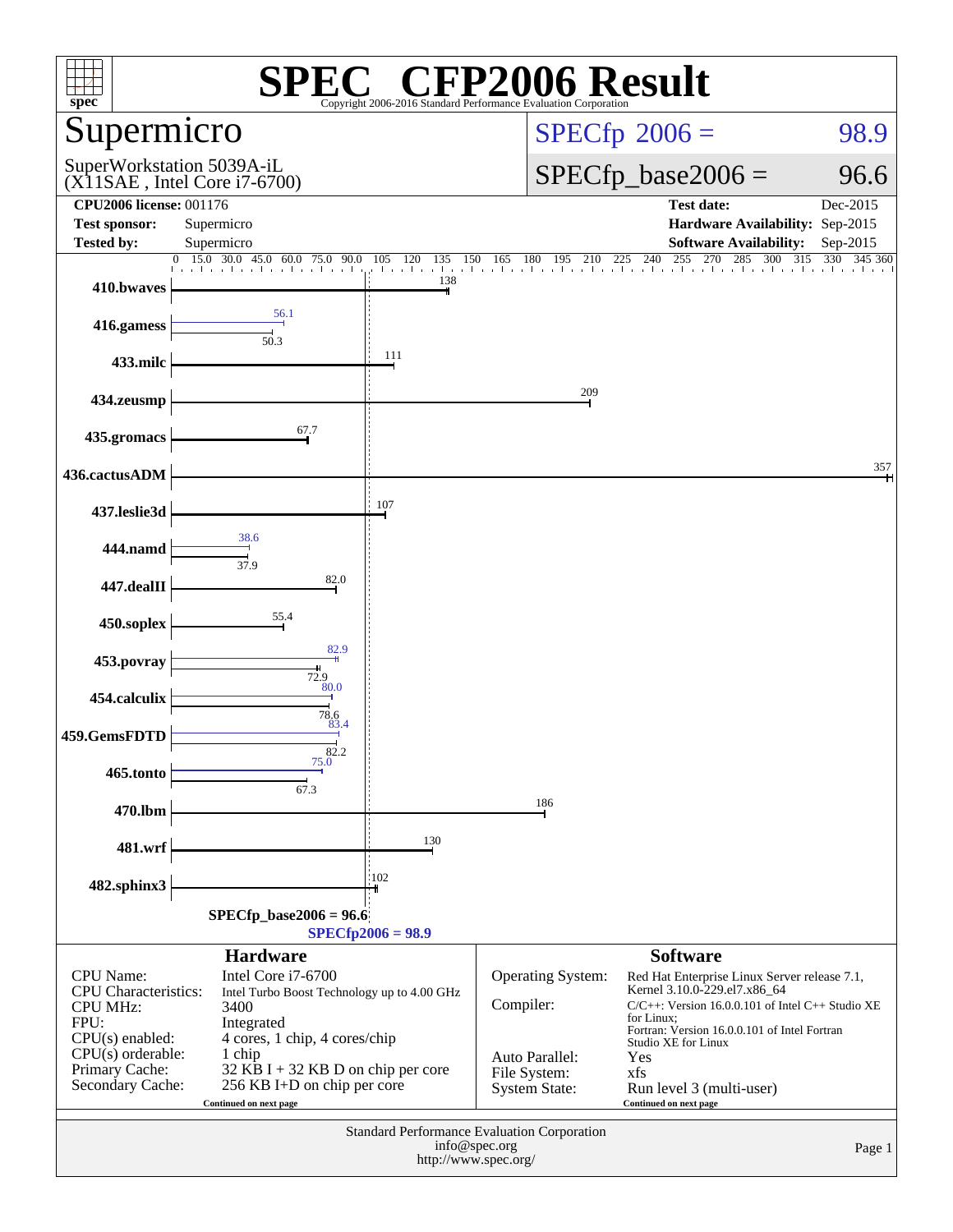# SPEC CFP2006 Result

Copyright 2006-2016 Standard Performance Evaluation Corporation

## Supermicro

SuperWorkstation 5039A-iL
(X11SAE , Intel Core i7-6700)

**SPECfp 2006 = 98.9**

**SPECfp_base2006 = 96.6**

| | | | |
|---|---|---|---|
| **CPU2006 license:** | 001176 | **Test date:** | Dec-2015 |
| **Test sponsor:** | Supermicro | **Hardware Availability:** | Sep-2015 |
| **Tested by:** | Supermicro | **Software Availability:** | Sep-2015 |

| Benchmark | Peak | Base |
|---|---|---|
| 410.bwaves | | 138 |
| 416.gamess | 56.1 | 50.3 |
| 433.milc | | 111 |
| 434.zeusmp | | 209 |
| 435.gromacs | | 67.7 |
| 436.cactusADM | | 357 |
| 437.leslie3d | | 107 |
| 444.namd | 38.6 | 37.9 |
| 447.dealII | | 82.0 |
| 450.soplex | | 55.4 |
| 453.povray | 82.9 | 72.9 |
| 454.calculix | 80.0 | 78.6 |
| 459.GemsFDTD | 83.4 | 82.2 |
| 465.tonto | 75.0 | 67.3 |
| 470.lbm | | 186 |
| 481.wrf | | 130 |
| 482.sphinx3 | | 102 |

SPECfp_base2006 = 96.6

SPECfp2006 = 98.9

### Hardware

| | |
|---|---|
| CPU Name: | Intel Core i7-6700 |
| CPU Characteristics: | Intel Turbo Boost Technology up to 4.00 GHz |
| CPU MHz: | 3400 |
| FPU: | Integrated |
| CPU(s) enabled: | 4 cores, 1 chip, 4 cores/chip |
| CPU(s) orderable: | 1 chip |
| Primary Cache: | 32 KB I + 32 KB D on chip per core |
| Secondary Cache: | 256 KB I+D on chip per core |

Continued on next page

### Software

| | |
|---|---|
| Operating System: | Red Hat Enterprise Linux Server release 7.1, Kernel 3.10.0-229.el7.x86_64 |
| Compiler: | C/C++: Version 16.0.0.101 of Intel C++ Studio XE for Linux; Fortran: Version 16.0.0.101 of Intel Fortran Studio XE for Linux |
| Auto Parallel: | Yes |
| File System: | xfs |
| System State: | Run level 3 (multi-user) |

Continued on next page

Standard Performance Evaluation Corporation
info@spec.org
http://www.spec.org/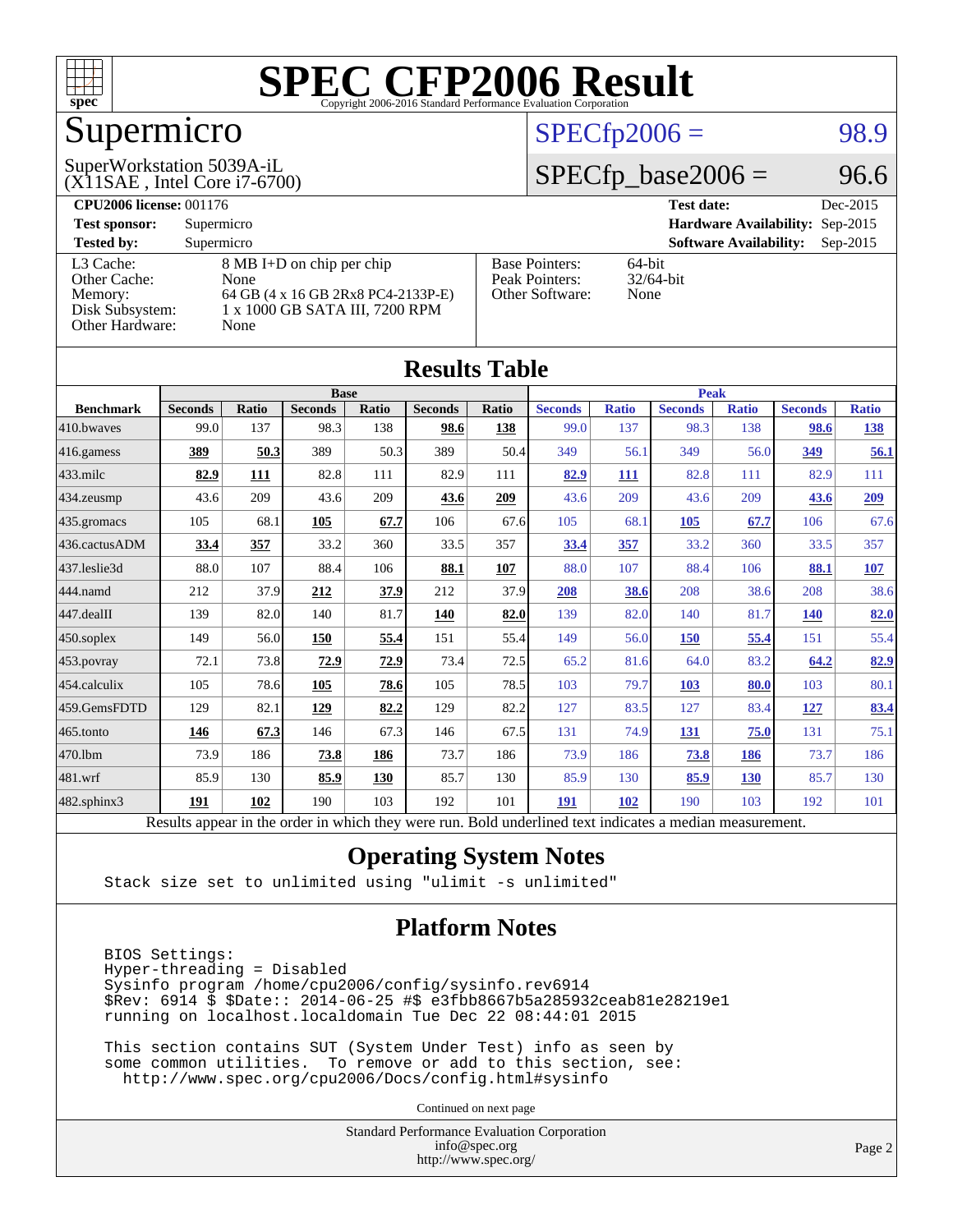# SPEC CFP2006 Result

Copyright 2006-2016 Standard Performance Evaluation Corporation

## Supermicro

SuperWorkstation 5039A-iL
(X11SAE , Intel Core i7-6700)

SPECfp2006 = 98.9

SPECfp_base2006 = 96.6

| | | | |
|---|---|---|---|
| **CPU2006 license:** 001176 | | **Test date:** | Dec-2015 |
| **Test sponsor:** | Supermicro | **Hardware Availability:** | Sep-2015 |
| **Tested by:** | Supermicro | **Software Availability:** | Sep-2015 |

| | | | |
|---|---|---|---|
| L3 Cache: | 8 MB I+D on chip per chip | Base Pointers: | 64-bit |
| Other Cache: | None | Peak Pointers: | 32/64-bit |
| Memory: | 64 GB (4 x 16 GB 2Rx8 PC4-2133P-E) | Other Software: | None |
| Disk Subsystem: | 1 x 1000 GB SATA III, 7200 RPM | | |
| Other Hardware: | None | | |

## Results Table

| Benchmark | Base | | | | | | Peak | | | | | |
|---|---|---|---|---|---|---|---|---|---|---|---|---|
| | Seconds | Ratio | Seconds | Ratio | Seconds | Ratio | Seconds | Ratio | Seconds | Ratio | Seconds | Ratio |
| 410.bwaves | 99.0 | 137 | 98.3 | 138 | **98.6** | **138** | 99.0 | 137 | 98.3 | 138 | **98.6** | **138** |
| 416.gamess | **389** | **50.3** | 389 | 50.3 | 389 | 50.4 | 349 | 56.1 | 349 | 56.0 | **349** | **56.1** |
| 433.milc | **82.9** | **111** | 82.8 | 111 | 82.9 | 111 | **82.9** | **111** | 82.8 | 111 | 82.9 | 111 |
| 434.zeusmp | 43.6 | 209 | 43.6 | 209 | **43.6** | **209** | 43.6 | 209 | 43.6 | 209 | **43.6** | **209** |
| 435.gromacs | 105 | 68.1 | **105** | **67.7** | 106 | 67.6 | 105 | 68.1 | **105** | **67.7** | 106 | 67.6 |
| 436.cactusADM | **33.4** | **357** | 33.2 | 360 | 33.5 | 357 | **33.4** | **357** | 33.2 | 360 | 33.5 | 357 |
| 437.leslie3d | 88.0 | 107 | 88.4 | 106 | **88.1** | **107** | 88.0 | 107 | 88.4 | 106 | **88.1** | **107** |
| 444.namd | 212 | 37.9 | **212** | **37.9** | 212 | 37.9 | **208** | **38.6** | 208 | 38.6 | 208 | 38.6 |
| 447.dealII | 139 | 82.0 | 140 | 81.7 | **140** | **82.0** | 139 | 82.0 | 140 | 81.7 | **140** | **82.0** |
| 450.soplex | 149 | 56.0 | **150** | **55.4** | 151 | 55.4 | 149 | 56.0 | **150** | **55.4** | 151 | 55.4 |
| 453.povray | 72.1 | 73.8 | **72.9** | **72.9** | 73.4 | 72.5 | 65.2 | 81.6 | 64.0 | 83.2 | **64.2** | **82.9** |
| 454.calculix | 105 | 78.6 | **105** | **78.6** | 105 | 78.5 | 103 | 79.7 | **103** | **80.0** | 103 | 80.1 |
| 459.GemsFDTD | 129 | 82.1 | **129** | **82.2** | 129 | 82.2 | 127 | 83.5 | 127 | 83.4 | **127** | **83.4** |
| 465.tonto | **146** | **67.3** | 146 | 67.3 | 146 | 67.5 | 131 | 74.9 | **131** | **75.0** | 131 | 75.1 |
| 470.lbm | 73.9 | 186 | **73.8** | **186** | 73.7 | 186 | 73.9 | 186 | **73.8** | **186** | 73.7 | 186 |
| 481.wrf | 85.9 | 130 | **85.9** | **130** | 85.7 | 130 | 85.9 | 130 | **85.9** | **130** | 85.7 | 130 |
| 482.sphinx3 | **191** | **102** | 190 | 103 | 192 | 101 | **191** | **102** | 190 | 103 | 192 | 101 |

Results appear in the order in which they were run. Bold underlined text indicates a median measurement.

## Operating System Notes

```
Stack size set to unlimited using "ulimit -s unlimited"
```

## Platform Notes

```
BIOS Settings:
Hyper-threading = Disabled
Sysinfo program /home/cpu2006/config/sysinfo.rev6914
$Rev: 6914 $ $Date:: 2014-06-25 #$ e3fbb8667b5a285932ceab81e28219e1
running on localhost.localdomain Tue Dec 22 08:44:01 2015

This section contains SUT (System Under Test) info as seen by
some common utilities.  To remove or add to this section, see:
  http://www.spec.org/cpu2006/Docs/config.html#sysinfo
```

Continued on next page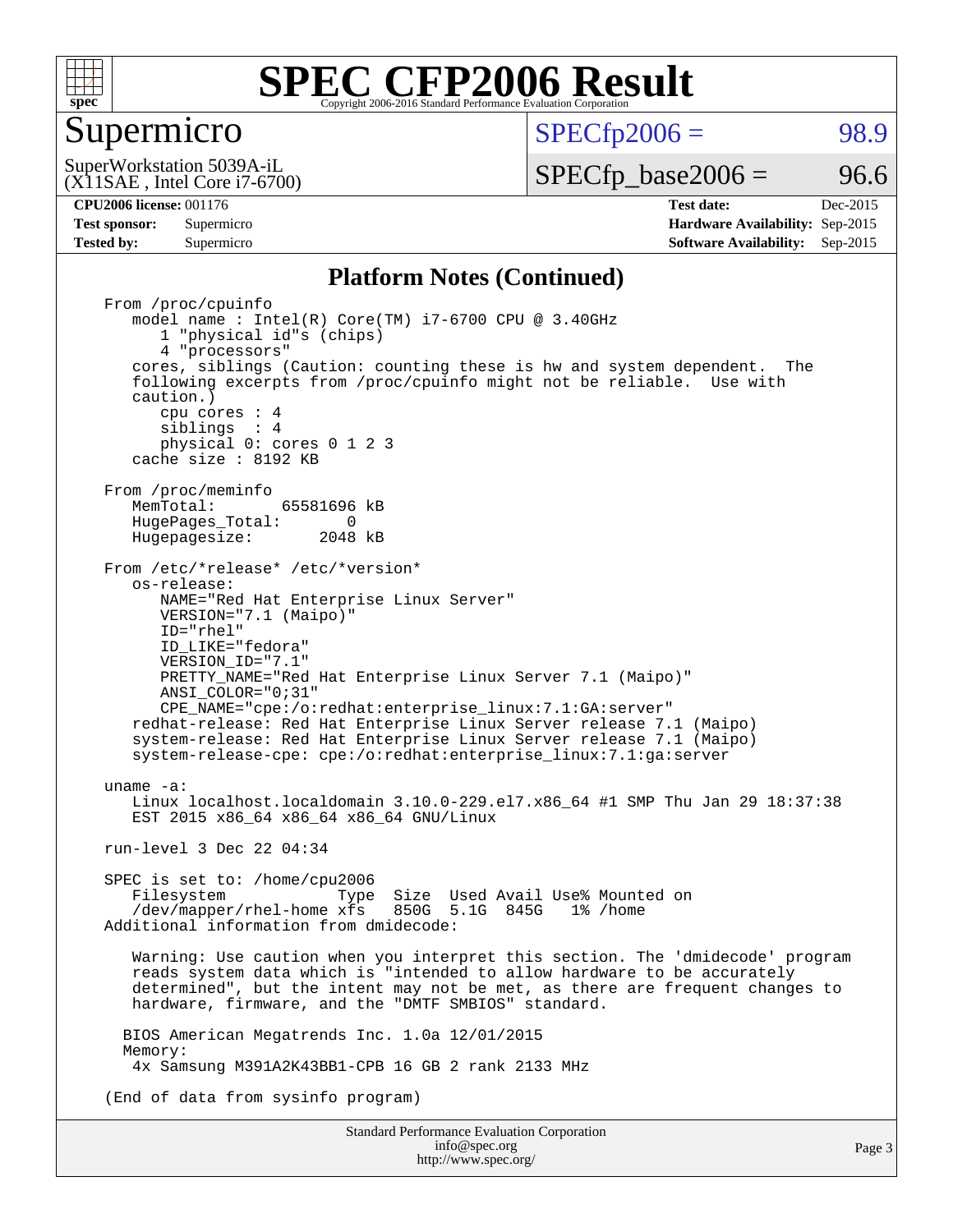# SPEC CFP2006 Result

Copyright 2006-2016 Standard Performance Evaluation Corporation

## Supermicro

SuperWorkstation 5039A-iL
(X11SAE , Intel Core i7-6700)

SPECfp2006 = 98.9

SPECfp_base2006 = 96.6

| | | | |
|---|---|---|---|
| **CPU2006 license:** 001176 | | **Test date:** | Dec-2015 |
| **Test sponsor:** | Supermicro | **Hardware Availability:** | Sep-2015 |
| **Tested by:** | Supermicro | **Software Availability:** | Sep-2015 |

## Platform Notes (Continued)

```
From /proc/cpuinfo
   model name : Intel(R) Core(TM) i7-6700 CPU @ 3.40GHz
      1 "physical id"s (chips)
      4 "processors"
   cores, siblings (Caution: counting these is hw and system dependent.  The
   following excerpts from /proc/cpuinfo might not be reliable.  Use with
   caution.)
      cpu cores : 4
      siblings  : 4
      physical 0: cores 0 1 2 3
   cache size : 8192 KB

From /proc/meminfo
   MemTotal:       65581696 kB
   HugePages_Total:       0
   Hugepagesize:       2048 kB

From /etc/*release* /etc/*version*
   os-release:
      NAME="Red Hat Enterprise Linux Server"
      VERSION="7.1 (Maipo)"
      ID="rhel"
      ID_LIKE="fedora"
      VERSION_ID="7.1"
      PRETTY_NAME="Red Hat Enterprise Linux Server 7.1 (Maipo)"
      ANSI_COLOR="0;31"
      CPE_NAME="cpe:/o:redhat:enterprise_linux:7.1:GA:server"
   redhat-release: Red Hat Enterprise Linux Server release 7.1 (Maipo)
   system-release: Red Hat Enterprise Linux Server release 7.1 (Maipo)
   system-release-cpe: cpe:/o:redhat:enterprise_linux:7.1:ga:server

uname -a:
   Linux localhost.localdomain 3.10.0-229.el7.x86_64 #1 SMP Thu Jan 29 18:37:38
   EST 2015 x86_64 x86_64 x86_64 GNU/Linux

run-level 3 Dec 22 04:34

SPEC is set to: /home/cpu2006
   Filesystem             Type  Size  Used Avail Use% Mounted on
   /dev/mapper/rhel-home xfs   850G  5.1G  845G   1% /home
Additional information from dmidecode:

   Warning: Use caution when you interpret this section. The 'dmidecode' program
   reads system data which is "intended to allow hardware to be accurately
   determined", but the intent may not be met, as there are frequent changes to
   hardware, firmware, and the "DMTF SMBIOS" standard.

  BIOS American Megatrends Inc. 1.0a 12/01/2015
  Memory:
   4x Samsung M391A2K43BB1-CPB 16 GB 2 rank 2133 MHz

(End of data from sysinfo program)
```

Standard Performance Evaluation Corporation
info@spec.org
http://www.spec.org/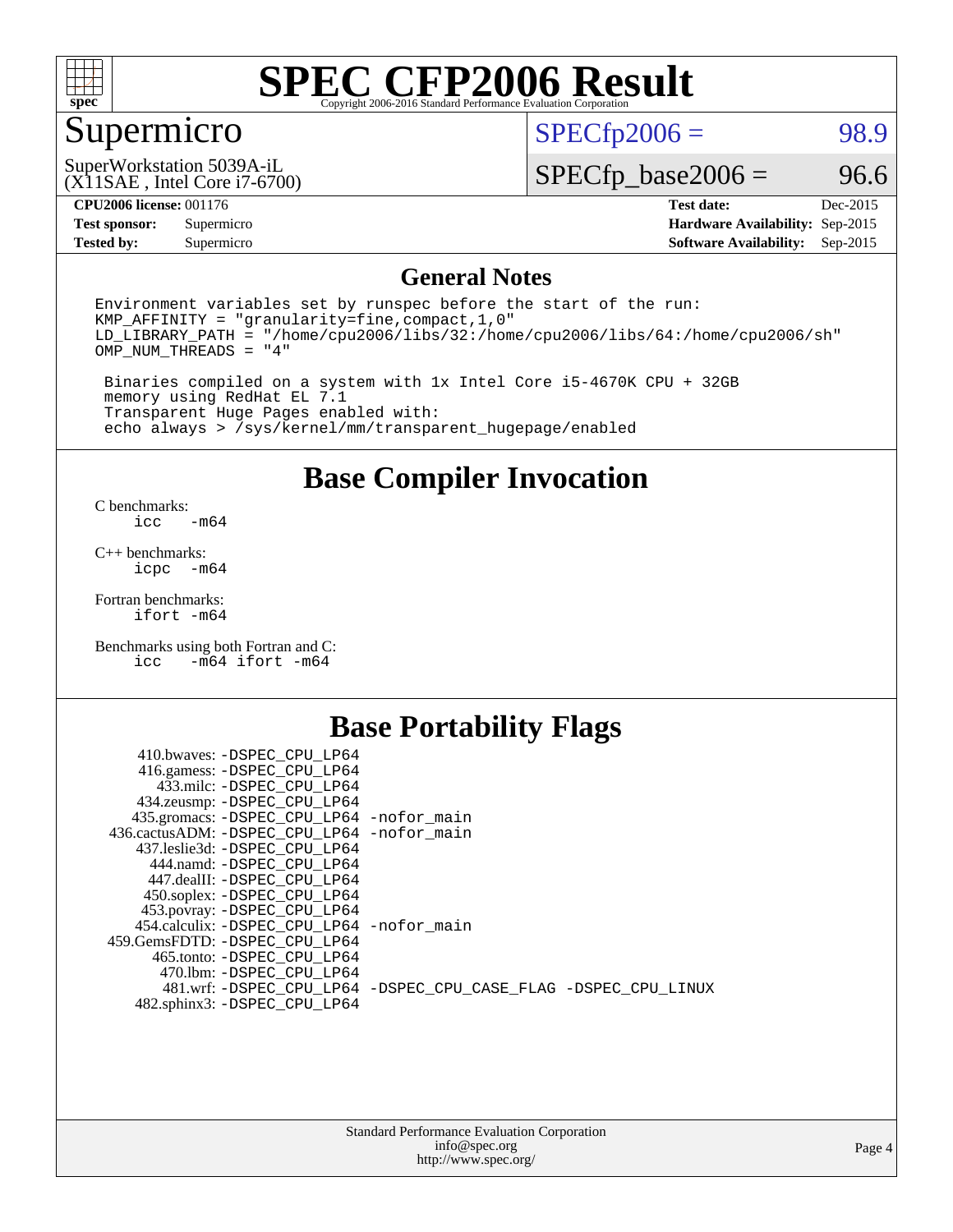# SPEC CFP2006 Result

Copyright 2006-2016 Standard Performance Evaluation Corporation

## Supermicro

SuperWorkstation 5039A-iL
(X11SAE , Intel Core i7-6700)

SPECfp2006 = 98.9

SPECfp_base2006 = 96.6

| | | | |
|---|---|---|---|
| **CPU2006 license:** | 001176 | **Test date:** | Dec-2015 |
| **Test sponsor:** | Supermicro | **Hardware Availability:** | Sep-2015 |
| **Tested by:** | Supermicro | **Software Availability:** | Sep-2015 |

## General Notes

```
Environment variables set by runspec before the start of the run:
KMP_AFFINITY = "granularity=fine,compact,1,0"
LD_LIBRARY_PATH = "/home/cpu2006/libs/32:/home/cpu2006/libs/64:/home/cpu2006/sh"
OMP_NUM_THREADS = "4"

 Binaries compiled on a system with 1x Intel Core i5-4670K CPU + 32GB
 memory using RedHat EL 7.1
 Transparent Huge Pages enabled with:
 echo always > /sys/kernel/mm/transparent_hugepage/enabled
```

## Base Compiler Invocation

C benchmarks:
```
icc   -m64
```

C++ benchmarks:
```
icpc  -m64
```

Fortran benchmarks:
```
ifort -m64
```

Benchmarks using both Fortran and C:
```
icc   -m64 ifort -m64
```

## Base Portability Flags

```
    410.bwaves: -DSPEC_CPU_LP64
    416.gamess: -DSPEC_CPU_LP64
      433.milc: -DSPEC_CPU_LP64
    434.zeusmp: -DSPEC_CPU_LP64
   435.gromacs: -DSPEC_CPU_LP64 -nofor_main
 436.cactusADM: -DSPEC_CPU_LP64 -nofor_main
   437.leslie3d: -DSPEC_CPU_LP64
     444.namd: -DSPEC_CPU_LP64
    447.dealII: -DSPEC_CPU_LP64
    450.soplex: -DSPEC_CPU_LP64
    453.povray: -DSPEC_CPU_LP64
  454.calculix: -DSPEC_CPU_LP64 -nofor_main
 459.GemsFDTD: -DSPEC_CPU_LP64
     465.tonto: -DSPEC_CPU_LP64
      470.lbm: -DSPEC_CPU_LP64
      481.wrf: -DSPEC_CPU_LP64 -DSPEC_CPU_CASE_FLAG -DSPEC_CPU_LINUX
   482.sphinx3: -DSPEC_CPU_LP64
```

Standard Performance Evaluation Corporation
info@spec.org
http://www.spec.org/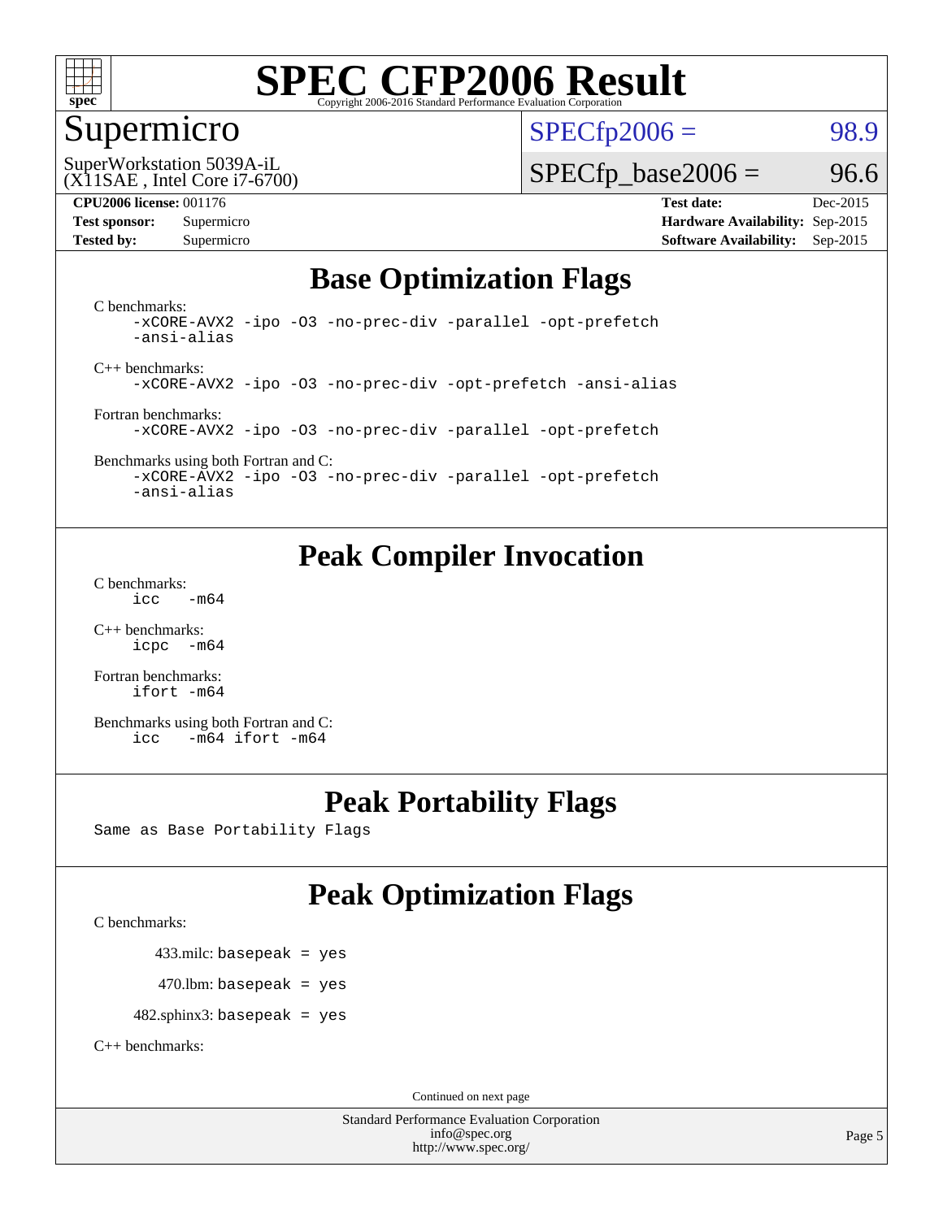# SPEC CFP2006 Result

Copyright 2006-2016 Standard Performance Evaluation Corporation

## Supermicro

SuperWorkstation 5039A-iL
(X11SAE , Intel Core i7-6700)

SPECfp2006 = 98.9

SPECfp_base2006 = 96.6

**CPU2006 license:** 001176
**Test sponsor:** Supermicro
**Tested by:** Supermicro

**Test date:** Dec-2015
**Hardware Availability:** Sep-2015
**Software Availability:** Sep-2015

## Base Optimization Flags

C benchmarks:

```
-xCORE-AVX2 -ipo -O3 -no-prec-div -parallel -opt-prefetch
-ansi-alias
```

C++ benchmarks:

```
-xCORE-AVX2 -ipo -O3 -no-prec-div -opt-prefetch -ansi-alias
```

Fortran benchmarks:

```
-xCORE-AVX2 -ipo -O3 -no-prec-div -parallel -opt-prefetch
```

Benchmarks using both Fortran and C:

```
-xCORE-AVX2 -ipo -O3 -no-prec-div -parallel -opt-prefetch
-ansi-alias
```

## Peak Compiler Invocation

C benchmarks:

```
icc   -m64
```

C++ benchmarks:

```
icpc  -m64
```

Fortran benchmarks:

```
ifort -m64
```

Benchmarks using both Fortran and C:

```
icc   -m64 ifort -m64
```

## Peak Portability Flags

Same as Base Portability Flags

## Peak Optimization Flags

C benchmarks:

433.milc: basepeak = yes

470.lbm: basepeak = yes

482.sphinx3: basepeak = yes

C++ benchmarks:

Continued on next page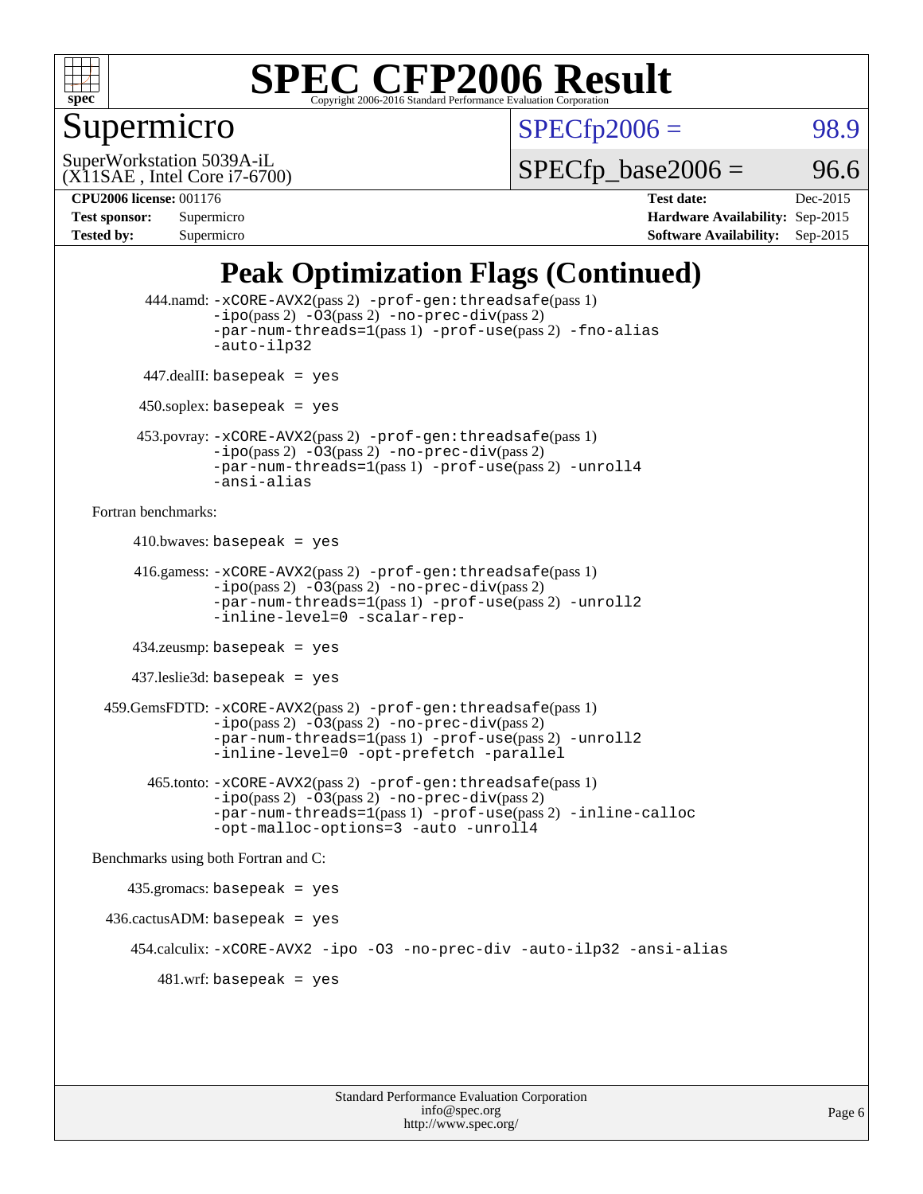# SPEC CFP2006 Result

Copyright 2006-2016 Standard Performance Evaluation Corporation

## Supermicro

SuperWorkstation 5039A-iL
(X11SAE , Intel Core i7-6700)

| | |
|---|---|
| SPECfp2006 = | 98.9 |
| SPECfp_base2006 = | 96.6 |

| | | | |
|---|---|---|---|
| **CPU2006 license:** 001176 | | **Test date:** | Dec-2015 |
| **Test sponsor:** | Supermicro | **Hardware Availability:** | Sep-2015 |
| **Tested by:** | Supermicro | **Software Availability:** | Sep-2015 |

## Peak Optimization Flags (Continued)

444.namd: `-xCORE-AVX2`(pass 2) `-prof-gen:threadsafe`(pass 1) `-ipo`(pass 2) `-O3`(pass 2) `-no-prec-div`(pass 2) `-par-num-threads=1`(pass 1) `-prof-use`(pass 2) `-fno-alias` `-auto-ilp32`

447.dealII: `basepeak = yes`

450.soplex: `basepeak = yes`

453.povray: `-xCORE-AVX2`(pass 2) `-prof-gen:threadsafe`(pass 1) `-ipo`(pass 2) `-O3`(pass 2) `-no-prec-div`(pass 2) `-par-num-threads=1`(pass 1) `-prof-use`(pass 2) `-unroll4` `-ansi-alias`

Fortran benchmarks:

410.bwaves: `basepeak = yes`

416.gamess: `-xCORE-AVX2`(pass 2) `-prof-gen:threadsafe`(pass 1) `-ipo`(pass 2) `-O3`(pass 2) `-no-prec-div`(pass 2) `-par-num-threads=1`(pass 1) `-prof-use`(pass 2) `-unroll2` `-inline-level=0` `-scalar-rep-`

434.zeusmp: `basepeak = yes`

437.leslie3d: `basepeak = yes`

459.GemsFDTD: `-xCORE-AVX2`(pass 2) `-prof-gen:threadsafe`(pass 1) `-ipo`(pass 2) `-O3`(pass 2) `-no-prec-div`(pass 2) `-par-num-threads=1`(pass 1) `-prof-use`(pass 2) `-unroll2` `-inline-level=0` `-opt-prefetch` `-parallel`

465.tonto: `-xCORE-AVX2`(pass 2) `-prof-gen:threadsafe`(pass 1) `-ipo`(pass 2) `-O3`(pass 2) `-no-prec-div`(pass 2) `-par-num-threads=1`(pass 1) `-prof-use`(pass 2) `-inline-calloc` `-opt-malloc-options=3` `-auto` `-unroll4`

Benchmarks using both Fortran and C:

435.gromacs: `basepeak = yes`

436.cactusADM: `basepeak = yes`

454.calculix: `-xCORE-AVX2` `-ipo` `-O3` `-no-prec-div` `-auto-ilp32` `-ansi-alias`

481.wrf: `basepeak = yes`

Standard Performance Evaluation Corporation
info@spec.org
http://www.spec.org/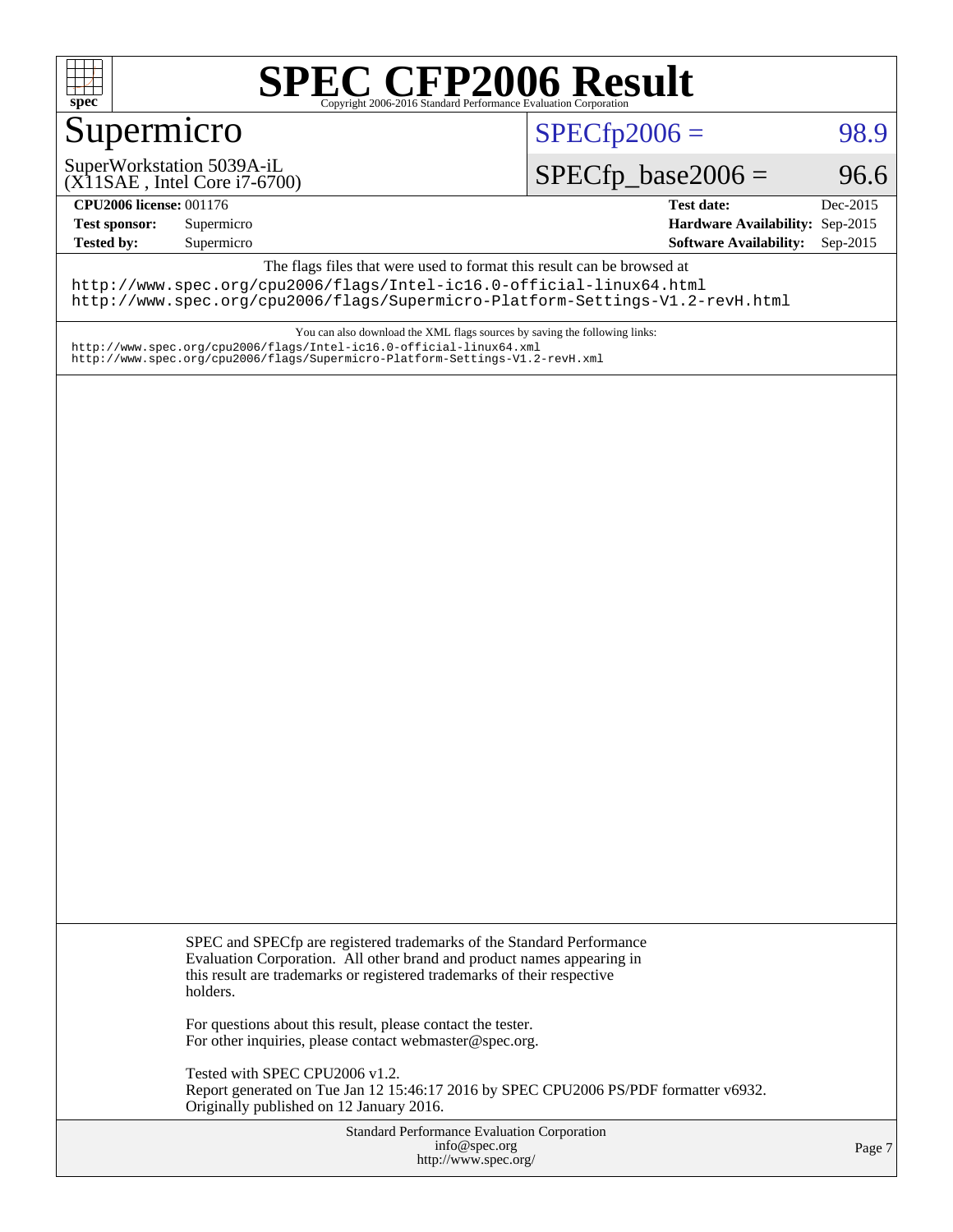# SPEC CFP2006 Result

Copyright 2006-2016 Standard Performance Evaluation Corporation

## Supermicro

SuperWorkstation 5039A-iL
(X11SAE , Intel Core i7-6700)

| | |
|---|---|
| SPECfp2006 = | 98.9 |
| SPECfp_base2006 = | 96.6 |

| | | | |
|---|---|---|---|
| **CPU2006 license:** 001176 | | **Test date:** | Dec-2015 |
| **Test sponsor:** | Supermicro | **Hardware Availability:** | Sep-2015 |
| **Tested by:** | Supermicro | **Software Availability:** | Sep-2015 |

The flags files that were used to format this result can be browsed at

```
http://www.spec.org/cpu2006/flags/Intel-ic16.0-official-linux64.html
http://www.spec.org/cpu2006/flags/Supermicro-Platform-Settings-V1.2-revH.html
```

You can also download the XML flags sources by saving the following links:

```
http://www.spec.org/cpu2006/flags/Intel-ic16.0-official-linux64.xml
http://www.spec.org/cpu2006/flags/Supermicro-Platform-Settings-V1.2-revH.xml
```

SPEC and SPECfp are registered trademarks of the Standard Performance Evaluation Corporation. All other brand and product names appearing in this result are trademarks or registered trademarks of their respective holders.

For questions about this result, please contact the tester.
For other inquiries, please contact webmaster@spec.org.

Tested with SPEC CPU2006 v1.2.
Report generated on Tue Jan 12 15:46:17 2016 by SPEC CPU2006 PS/PDF formatter v6932.
Originally published on 12 January 2016.

Standard Performance Evaluation Corporation
info@spec.org
http://www.spec.org/